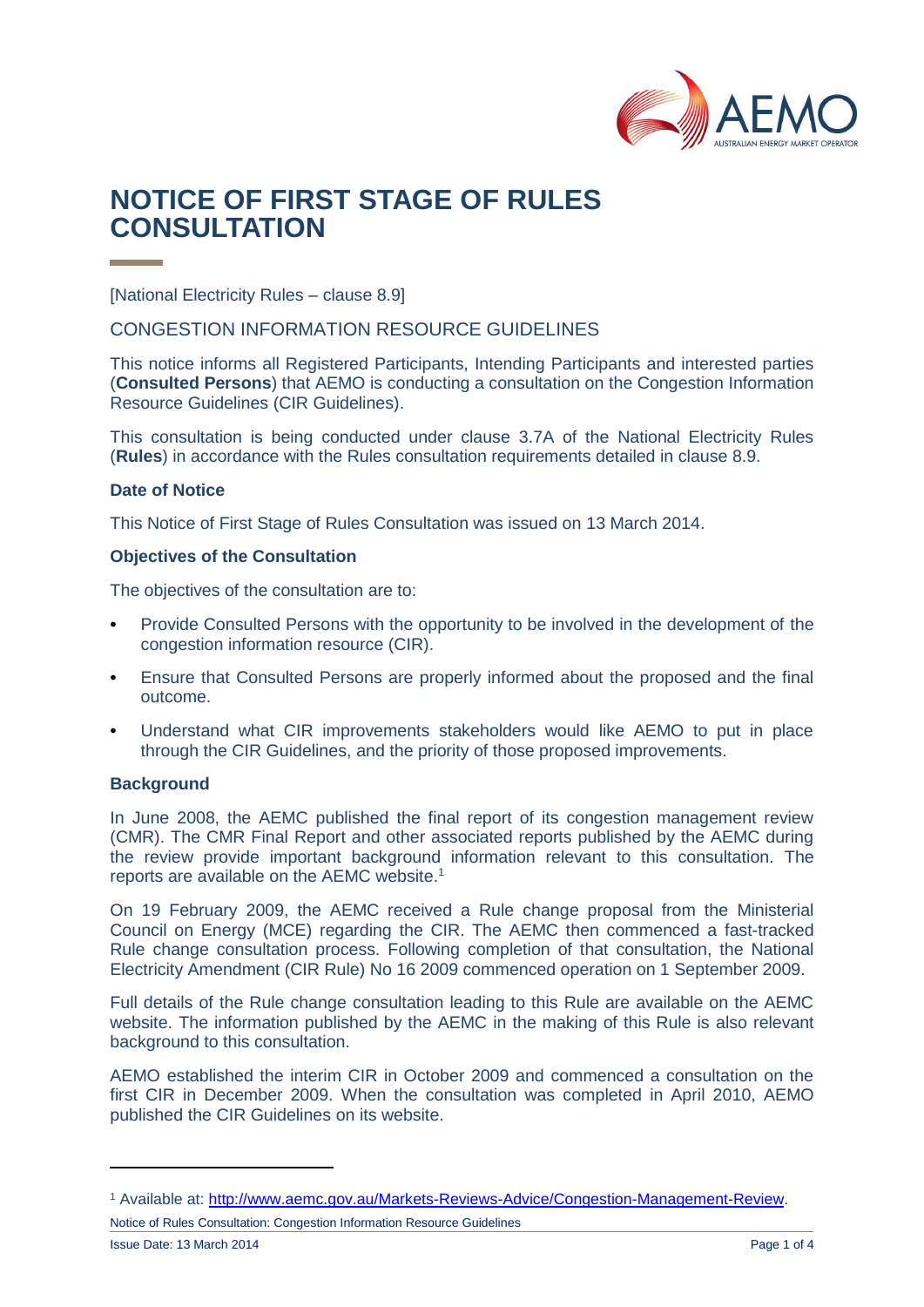# NOTICE OF FIRST STAGE OF RULES CONSULTATION

[National Electricity Rules – clause 8.9]

CONGESTION INFORMATION RESOURCE GUIDELINES

This notice informs all Registered Participants, Intending Participants and interested parties (**Consulted Persons**) that AEMO is conducting a consultation on the Congestion Information Resource Guidelines (CIR Guidelines).

This consultation is being conducted under clause 3.7A of the National Electricity Rules (**Rules**) in accordance with the Rules consultation requirements detailed in clause 8.9.

### Date of Notice

This Notice of First Stage of Rules Consultation was issued on 13 March 2014.

### Objectives of the Consultation

The objectives of the consultation are to:

- Provide Consulted Persons with the opportunity to be involved in the development of the congestion information resource (CIR).
- Ensure that Consulted Persons are properly informed about the proposed and the final outcome.
- Understand what CIR improvements stakeholders would like AEMO to put in place through the CIR Guidelines, and the priority of those proposed improvements.

### Background

In June 2008, the AEMC published the final report of its congestion management review (CMR). The CMR Final Report and other associated reports published by the AEMC during the review provide important background information relevant to this consultation. The reports are available on the AEMC website.[1]

On 19 February 2009, the AEMC received a Rule change proposal from the Ministerial Council on Energy (MCE) regarding the CIR. The AEMC then commenced a fast-tracked Rule change consultation process. Following completion of that consultation, the National Electricity Amendment (CIR Rule) No 16 2009 commenced operation on 1 September 2009.

Full details of the Rule change consultation leading to this Rule are available on the AEMC website. The information published by the AEMC in the making of this Rule is also relevant background to this consultation.

AEMO established the interim CIR in October 2009 and commenced a consultation on the first CIR in December 2009. When the consultation was completed in April 2010, AEMO published the CIR Guidelines on its website.

---

[1] Available at: http://www.aemc.gov.au/Markets-Reviews-Advice/Congestion-Management-Review.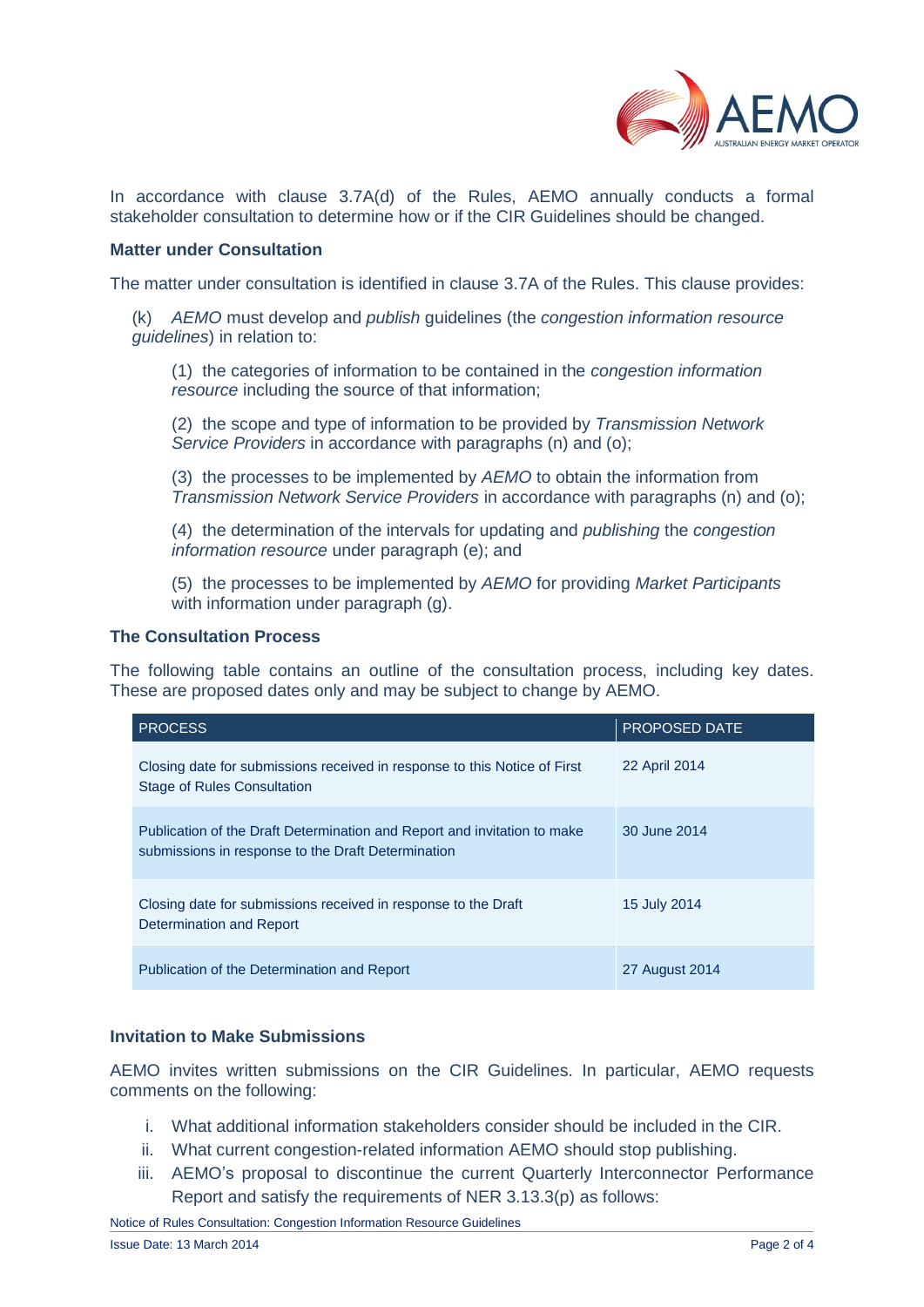In accordance with clause 3.7A(d) of the Rules, AEMO annually conducts a formal stakeholder consultation to determine how or if the CIR Guidelines should be changed.

**Matter under Consultation**

The matter under consultation is identified in clause 3.7A of the Rules. This clause provides:

(k) *AEMO* must develop and *publish* guidelines (the *congestion information resource guidelines*) in relation to:

(1) the categories of information to be contained in the *congestion information resource* including the source of that information;

(2) the scope and type of information to be provided by *Transmission Network Service Providers* in accordance with paragraphs (n) and (o);

(3) the processes to be implemented by *AEMO* to obtain the information from *Transmission Network Service Providers* in accordance with paragraphs (n) and (o);

(4) the determination of the intervals for updating and *publishing* the *congestion information resource* under paragraph (e); and

(5) the processes to be implemented by *AEMO* for providing *Market Participants* with information under paragraph (g).

**The Consultation Process**

The following table contains an outline of the consultation process, including key dates. These are proposed dates only and may be subject to change by AEMO.

| PROCESS | PROPOSED DATE |
|---|---|
| Closing date for submissions received in response to this Notice of First Stage of Rules Consultation | 22 April 2014 |
| Publication of the Draft Determination and Report and invitation to make submissions in response to the Draft Determination | 30 June 2014 |
| Closing date for submissions received in response to the Draft Determination and Report | 15 July 2014 |
| Publication of the Determination and Report | 27 August 2014 |

**Invitation to Make Submissions**

AEMO invites written submissions on the CIR Guidelines. In particular, AEMO requests comments on the following:

i. What additional information stakeholders consider should be included in the CIR.
ii. What current congestion-related information AEMO should stop publishing.
iii. AEMO's proposal to discontinue the current Quarterly Interconnector Performance Report and satisfy the requirements of NER 3.13.3(p) as follows: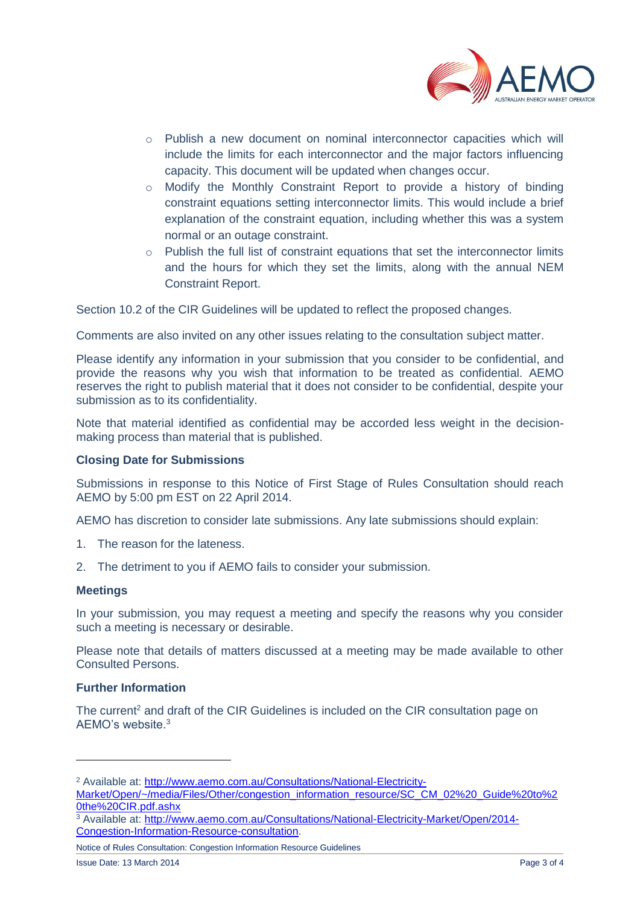- Publish a new document on nominal interconnector capacities which will include the limits for each interconnector and the major factors influencing capacity. This document will be updated when changes occur.
- Modify the Monthly Constraint Report to provide a history of binding constraint equations setting interconnector limits. This would include a brief explanation of the constraint equation, including whether this was a system normal or an outage constraint.
- Publish the full list of constraint equations that set the interconnector limits and the hours for which they set the limits, along with the annual NEM Constraint Report.

Section 10.2 of the CIR Guidelines will be updated to reflect the proposed changes.

Comments are also invited on any other issues relating to the consultation subject matter.

Please identify any information in your submission that you consider to be confidential, and provide the reasons why you wish that information to be treated as confidential. AEMO reserves the right to publish material that it does not consider to be confidential, despite your submission as to its confidentiality.

Note that material identified as confidential may be accorded less weight in the decision-making process than material that is published.

**Closing Date for Submissions**

Submissions in response to this Notice of First Stage of Rules Consultation should reach AEMO by 5:00 pm EST on 22 April 2014.

AEMO has discretion to consider late submissions. Any late submissions should explain:

1. The reason for the lateness.
2. The detriment to you if AEMO fails to consider your submission.

**Meetings**

In your submission, you may request a meeting and specify the reasons why you consider such a meeting is necessary or desirable.

Please note that details of matters discussed at a meeting may be made available to other Consulted Persons.

**Further Information**

The current[2] and draft of the CIR Guidelines is included on the CIR consultation page on AEMO's website.[3]

---

[2] Available at: http://www.aemo.com.au/Consultations/National-Electricity-Market/Open/~/media/Files/Other/congestion_information_resource/SC_CM_02%20_Guide%20to%20the%20CIR.pdf.ashx

[3] Available at: http://www.aemo.com.au/Consultations/National-Electricity-Market/Open/2014-Congestion-Information-Resource-consultation.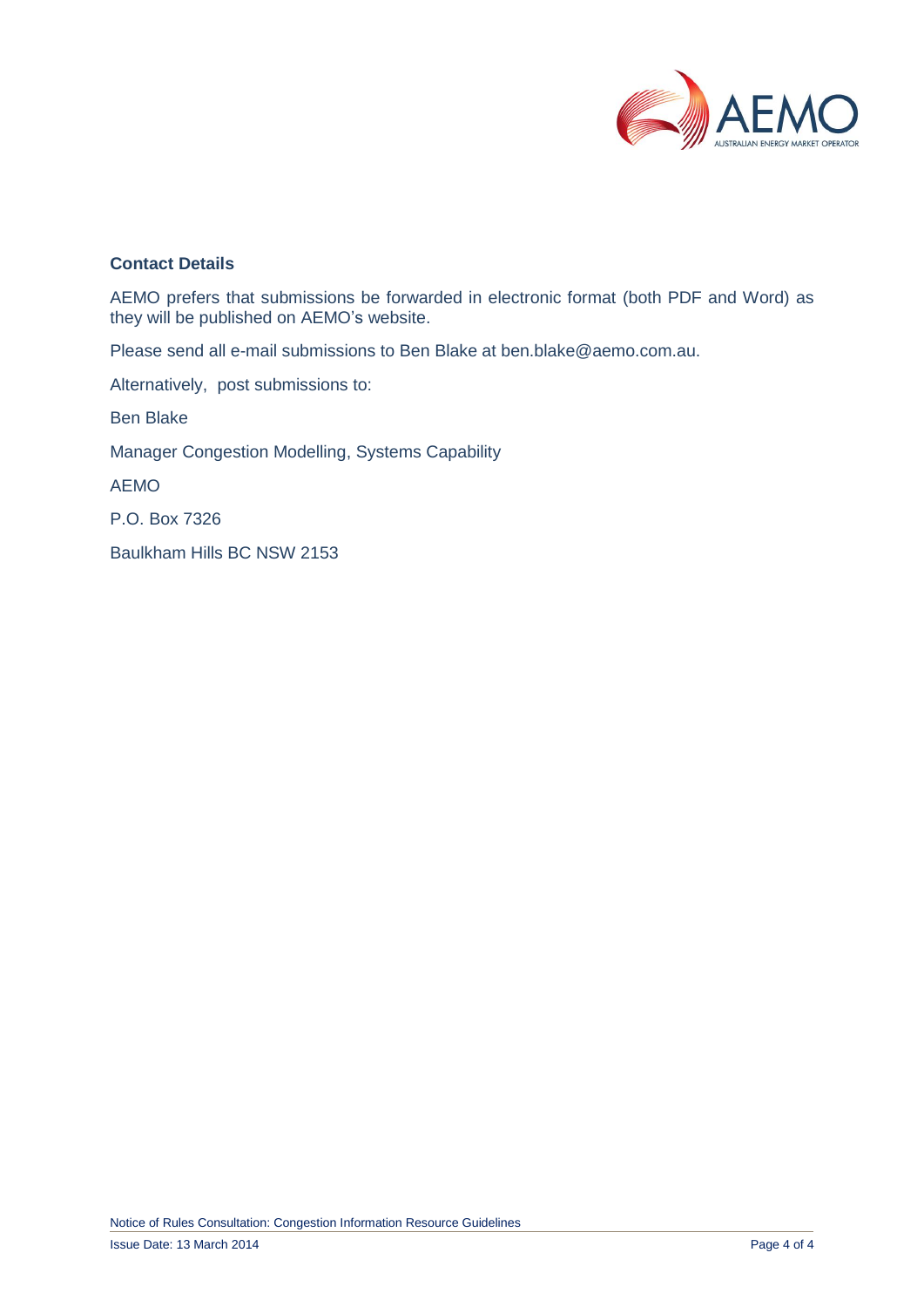### Contact Details

AEMO prefers that submissions be forwarded in electronic format (both PDF and Word) as they will be published on AEMO's website.

Please send all e-mail submissions to Ben Blake at ben.blake@aemo.com.au.

Alternatively, post submissions to:

Ben Blake

Manager Congestion Modelling, Systems Capability

AEMO

P.O. Box 7326

Baulkham Hills BC NSW 2153